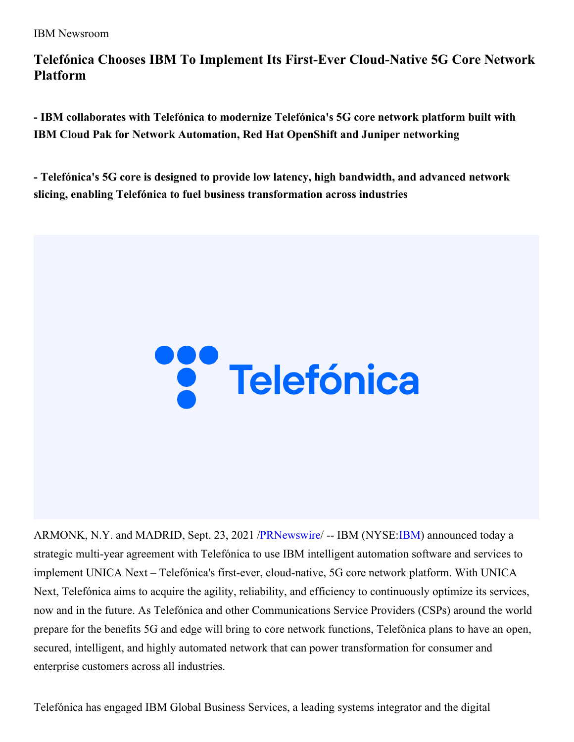IBM Newsroom

# Telefónica Chooses IBM To Implement Its First-Ever Cloud-Native 5G Core Network Platform

**- IBM collaborates with Telefónica to modernize Telefónica's 5G core network platform built with IBM Cloud Pak for Network Automation, Red Hat OpenShift and Juniper networking**

**- Telefónica's 5G core is designed to provide low latency, high bandwidth, and advanced network slicing, enabling Telefónica to fuel business transformation across industries**

ARMONK, N.Y. and MADRID, Sept. 23, 2021 /PRNewswire/ -- IBM (NYSE:IBM) announced today a strategic multi-year agreement with Telefónica to use IBM intelligent automation software and services to implement UNICA Next – Telefónica's first-ever, cloud-native, 5G core network platform. With UNICA Next, Telefónica aims to acquire the agility, reliability, and efficiency to continuously optimize its services, now and in the future. As Telefónica and other Communications Service Providers (CSPs) around the world prepare for the benefits 5G and edge will bring to core network functions, Telefónica plans to have an open, secured, intelligent, and highly automated network that can power transformation for consumer and enterprise customers across all industries.

Telefónica has engaged IBM Global Business Services, a leading systems integrator and the digital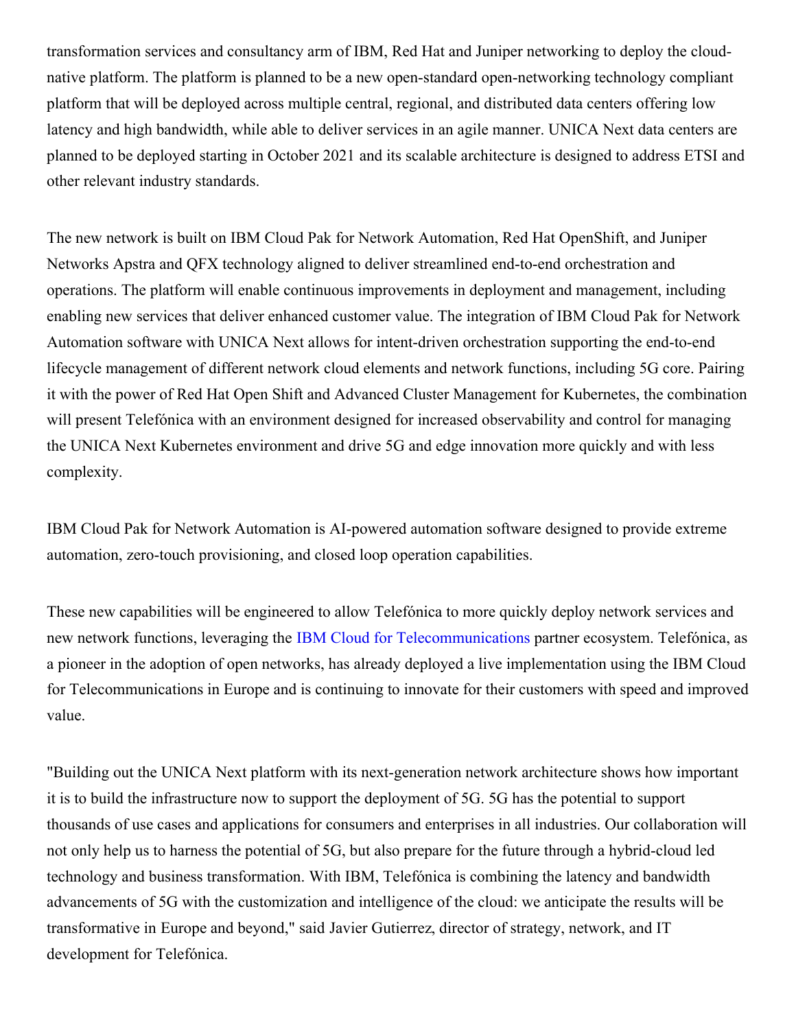transformation services and consultancy arm of IBM, Red Hat and Juniper networking to deploy the cloud-native platform. The platform is planned to be a new open-standard open-networking technology compliant platform that will be deployed across multiple central, regional, and distributed data centers offering low latency and high bandwidth, while able to deliver services in an agile manner. UNICA Next data centers are planned to be deployed starting in October 2021 and its scalable architecture is designed to address ETSI and other relevant industry standards.

The new network is built on IBM Cloud Pak for Network Automation, Red Hat OpenShift, and Juniper Networks Apstra and QFX technology aligned to deliver streamlined end-to-end orchestration and operations. The platform will enable continuous improvements in deployment and management, including enabling new services that deliver enhanced customer value. The integration of IBM Cloud Pak for Network Automation software with UNICA Next allows for intent-driven orchestration supporting the end-to-end lifecycle management of different network cloud elements and network functions, including 5G core. Pairing it with the power of Red Hat Open Shift and Advanced Cluster Management for Kubernetes, the combination will present Telefónica with an environment designed for increased observability and control for managing the UNICA Next Kubernetes environment and drive 5G and edge innovation more quickly and with less complexity.

IBM Cloud Pak for Network Automation is AI-powered automation software designed to provide extreme automation, zero-touch provisioning, and closed loop operation capabilities.

These new capabilities will be engineered to allow Telefónica to more quickly deploy network services and new network functions, leveraging the IBM Cloud for Telecommunications partner ecosystem. Telefónica, as a pioneer in the adoption of open networks, has already deployed a live implementation using the IBM Cloud for Telecommunications in Europe and is continuing to innovate for their customers with speed and improved value.

"Building out the UNICA Next platform with its next-generation network architecture shows how important it is to build the infrastructure now to support the deployment of 5G. 5G has the potential to support thousands of use cases and applications for consumers and enterprises in all industries. Our collaboration will not only help us to harness the potential of 5G, but also prepare for the future through a hybrid-cloud led technology and business transformation. With IBM, Telefónica is combining the latency and bandwidth advancements of 5G with the customization and intelligence of the cloud: we anticipate the results will be transformative in Europe and beyond," said Javier Gutierrez, director of strategy, network, and IT development for Telefónica.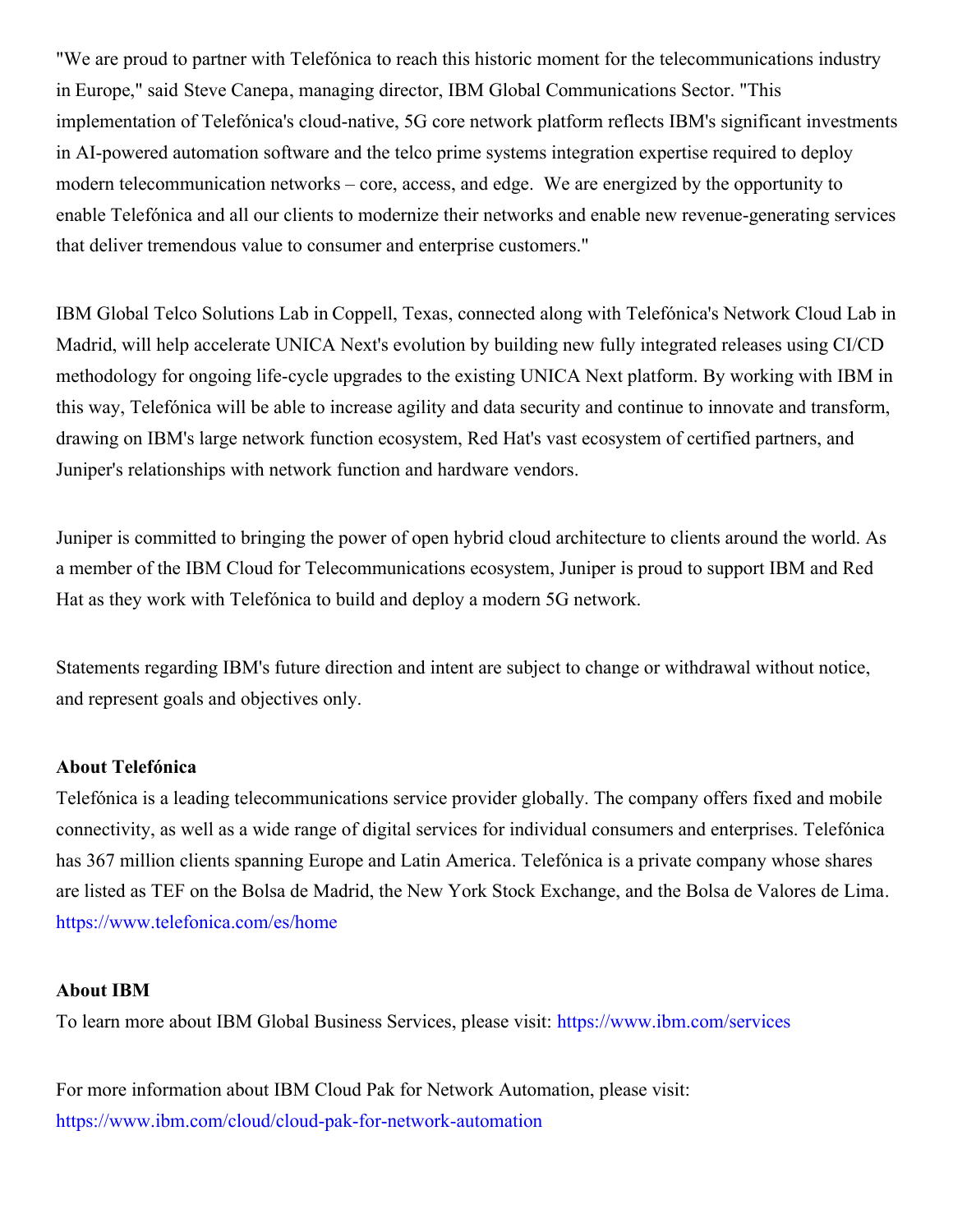"We are proud to partner with Telefónica to reach this historic moment for the telecommunications industry in Europe," said Steve Canepa, managing director, IBM Global Communications Sector. "This implementation of Telefónica's cloud-native, 5G core network platform reflects IBM's significant investments in AI-powered automation software and the telco prime systems integration expertise required to deploy modern telecommunication networks – core, access, and edge. We are energized by the opportunity to enable Telefónica and all our clients to modernize their networks and enable new revenue-generating services that deliver tremendous value to consumer and enterprise customers."

IBM Global Telco Solutions Lab in Coppell, Texas, connected along with Telefónica's Network Cloud Lab in Madrid, will help accelerate UNICA Next's evolution by building new fully integrated releases using CI/CD methodology for ongoing life-cycle upgrades to the existing UNICA Next platform. By working with IBM in this way, Telefónica will be able to increase agility and data security and continue to innovate and transform, drawing on IBM's large network function ecosystem, Red Hat's vast ecosystem of certified partners, and Juniper's relationships with network function and hardware vendors.

Juniper is committed to bringing the power of open hybrid cloud architecture to clients around the world. As a member of the IBM Cloud for Telecommunications ecosystem, Juniper is proud to support IBM and Red Hat as they work with Telefónica to build and deploy a modern 5G network.

Statements regarding IBM's future direction and intent are subject to change or withdrawal without notice, and represent goals and objectives only.

**About Telefónica**

Telefónica is a leading telecommunications service provider globally. The company offers fixed and mobile connectivity, as well as a wide range of digital services for individual consumers and enterprises. Telefónica has 367 million clients spanning Europe and Latin America. Telefónica is a private company whose shares are listed as TEF on the Bolsa de Madrid, the New York Stock Exchange, and the Bolsa de Valores de Lima. https://www.telefonica.com/es/home

**About IBM**

To learn more about IBM Global Business Services, please visit: https://www.ibm.com/services

For more information about IBM Cloud Pak for Network Automation, please visit: https://www.ibm.com/cloud/cloud-pak-for-network-automation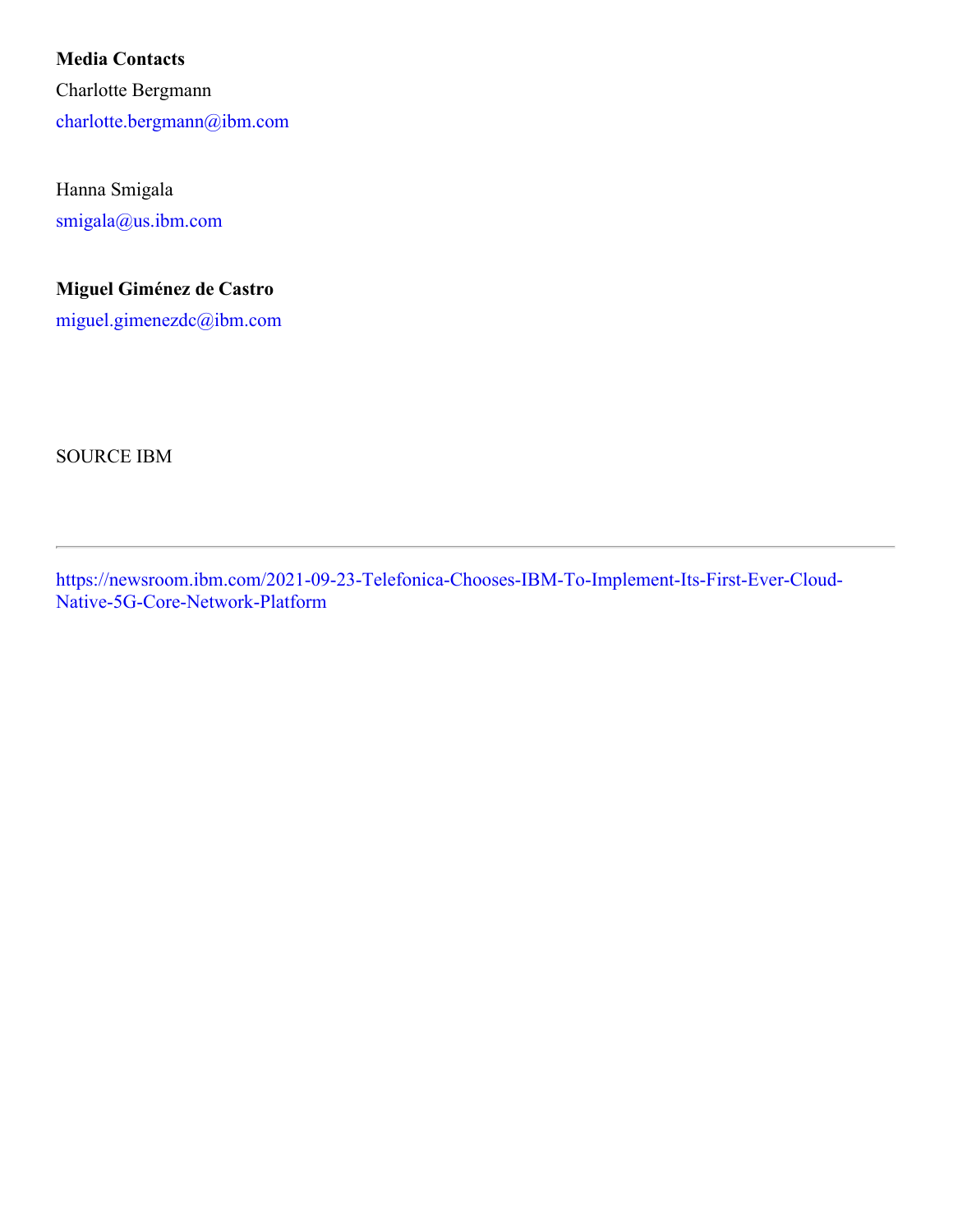**Media Contacts**

Charlotte Bergmann

charlotte.bergmann@ibm.com

Hanna Smigala

smigala@us.ibm.com

**Miguel Giménez de Castro**

miguel.gimenezdc@ibm.com

SOURCE IBM

---

https://newsroom.ibm.com/2021-09-23-Telefonica-Chooses-IBM-To-Implement-Its-First-Ever-Cloud-Native-5G-Core-Network-Platform